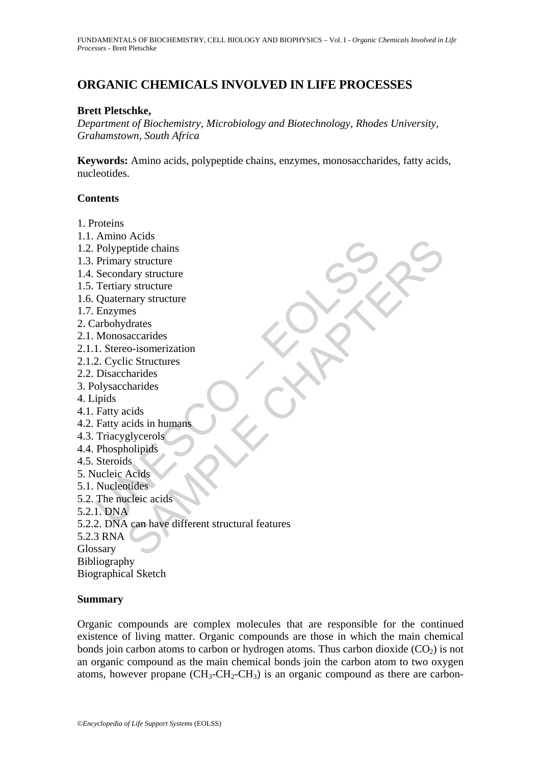# ORGANIC CHEMICALS INVOLVED IN LIFE PROCESSES

**Brett Pletschke,**

*Department of Biochemistry, Microbiology and Biotechnology, Rhodes University, Grahamstown, South Africa*

**Keywords:** Amino acids, polypeptide chains, enzymes, monosaccharides, fatty acids, nucleotides.

## Contents

1. Proteins
1.1. Amino Acids
1.2. Polypeptide chains
1.3. Primary structure
1.4. Secondary structure
1.5. Tertiary structure
1.6. Quaternary structure
1.7. Enzymes
2. Carbohydrates
2.1. Monosaccarides
2.1.1. Stereo-isomerization
2.1.2. Cyclic Structures
2.2. Disaccharides
3. Polysaccharides
4. Lipids
4.1. Fatty acids
4.2. Fatty acids in humans
4.3. Triacyglycerols
4.4. Phospholipids
4.5. Steroids
5. Nucleic Acids
5.1. Nucleotides
5.2. The nucleic acids
5.2.1. DNA
5.2.2. DNA can have different structural features
5.2.3 RNA
Glossary
Bibliography
Biographical Sketch

## Summary

Organic compounds are complex molecules that are responsible for the continued existence of living matter. Organic compounds are those in which the main chemical bonds join carbon atoms to carbon or hydrogen atoms. Thus carbon dioxide ($CO_2$) is not an organic compound as the main chemical bonds join the carbon atom to two oxygen atoms, however propane ($CH_3$-$CH_2$-$CH_3$) is an organic compound as there are carbon-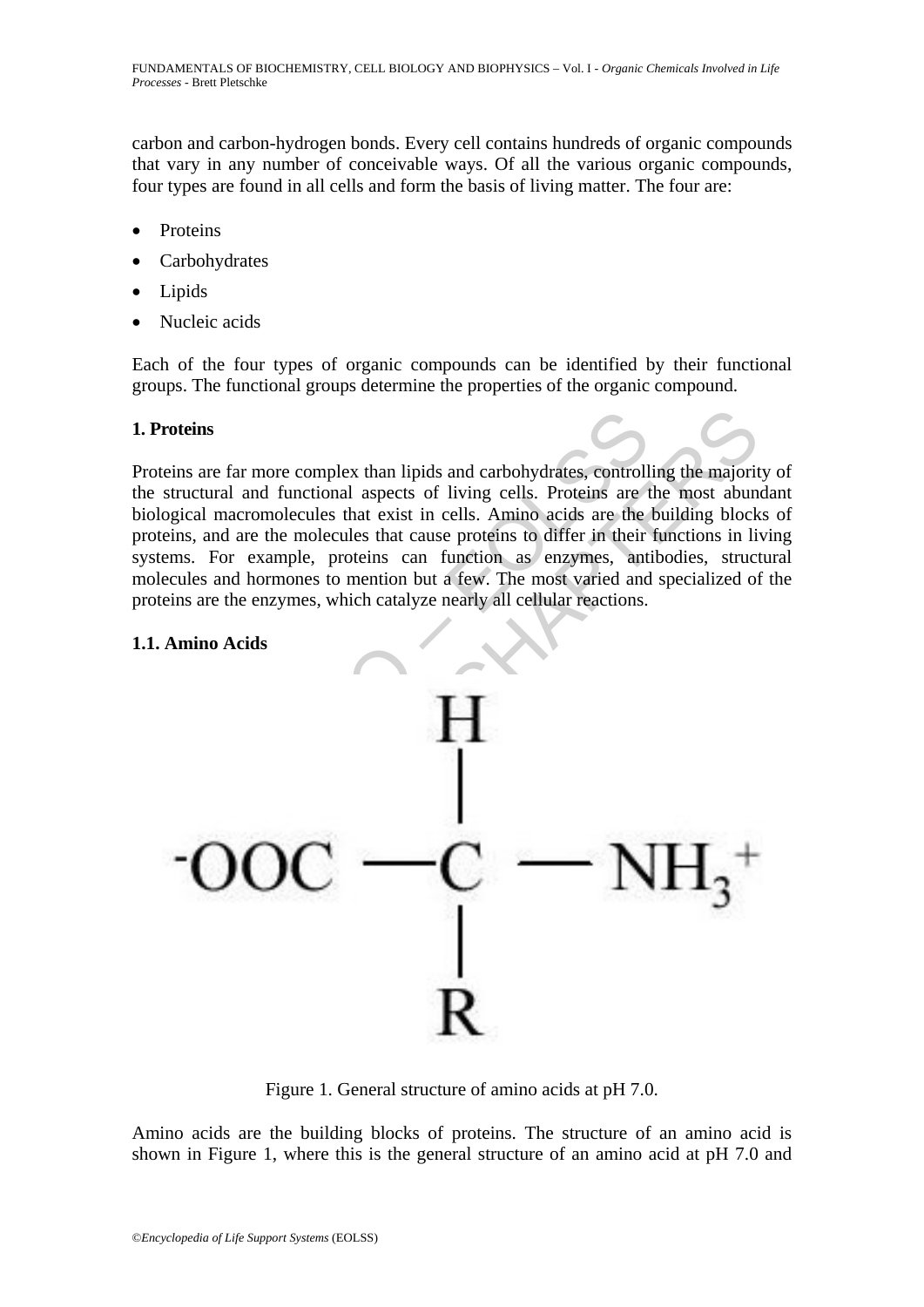carbon and carbon-hydrogen bonds. Every cell contains hundreds of organic compounds that vary in any number of conceivable ways. Of all the various organic compounds, four types are found in all cells and form the basis of living matter. The four are:

- Proteins
- Carbohydrates
- Lipids
- Nucleic acids

Each of the four types of organic compounds can be identified by their functional groups. The functional groups determine the properties of the organic compound.

## 1. Proteins

Proteins are far more complex than lipids and carbohydrates, controlling the majority of the structural and functional aspects of living cells. Proteins are the most abundant biological macromolecules that exist in cells. Amino acids are the building blocks of proteins, and are the molecules that cause proteins to differ in their functions in living systems. For example, proteins can function as enzymes, antibodies, structural molecules and hormones to mention but a few. The most varied and specialized of the proteins are the enzymes, which catalyze nearly all cellular reactions.

### 1.1. Amino Acids

$$^{-}OOC - \overset{\overset{\displaystyle H}{|}}{\underset{\underset{\displaystyle R}{|}}{C}} - NH_3^{+}$$

Figure 1. General structure of amino acids at pH 7.0.

Amino acids are the building blocks of proteins. The structure of an amino acid is shown in Figure 1, where this is the general structure of an amino acid at pH 7.0 and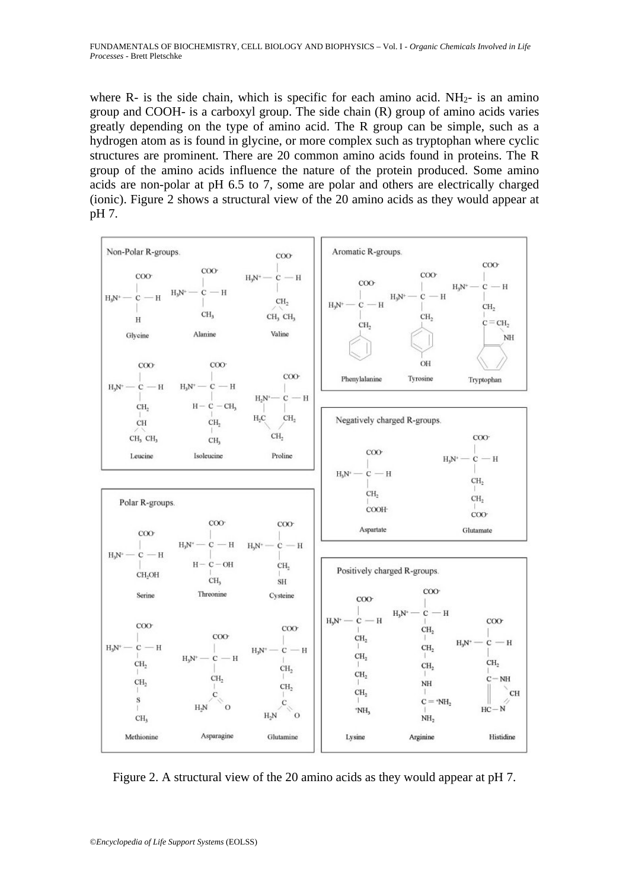where R- is the side chain, which is specific for each amino acid. $NH_2$- is an amino group and COOH- is a carboxyl group. The side chain (R) group of amino acids varies greatly depending on the type of amino acid. The R group can be simple, such as a hydrogen atom as is found in glycine, or more complex such as tryptophan where cyclic structures are prominent. There are 20 common amino acids found in proteins. The R group of the amino acids influence the nature of the protein produced. Some amino acids are non-polar at pH 6.5 to 7, some are polar and others are electrically charged (ionic). Figure 2 shows a structural view of the 20 amino acids as they would appear at pH 7.

Figure 2. A structural view of the 20 amino acids as they would appear at pH 7.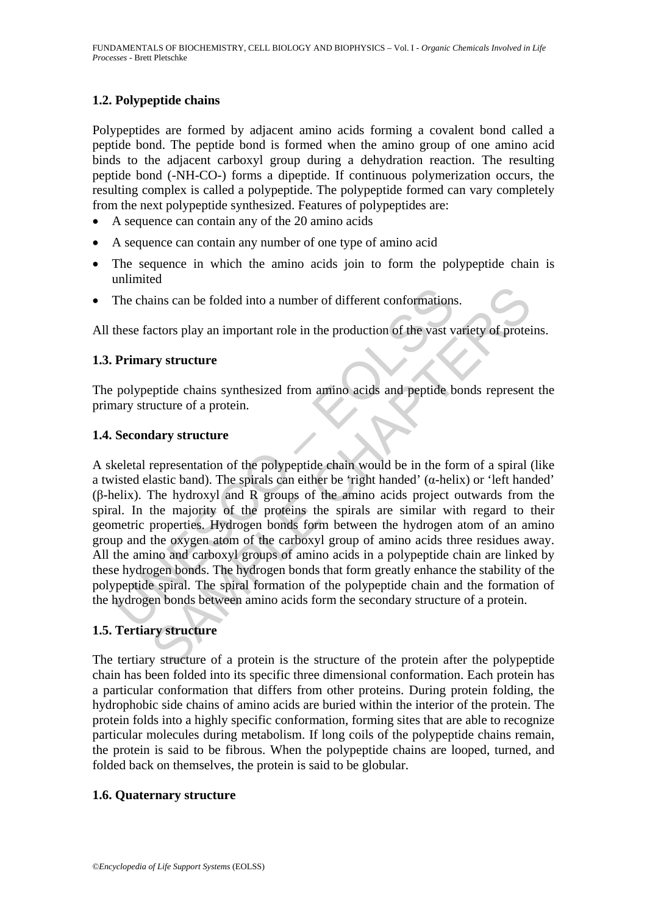### 1.2. Polypeptide chains

Polypeptides are formed by adjacent amino acids forming a covalent bond called a peptide bond. The peptide bond is formed when the amino group of one amino acid binds to the adjacent carboxyl group during a dehydration reaction. The resulting peptide bond (-NH-CO-) forms a dipeptide. If continuous polymerization occurs, the resulting complex is called a polypeptide. The polypeptide formed can vary completely from the next polypeptide synthesized. Features of polypeptides are:

- A sequence can contain any of the 20 amino acids
- A sequence can contain any number of one type of amino acid
- The sequence in which the amino acids join to form the polypeptide chain is unlimited
- The chains can be folded into a number of different conformations.

All these factors play an important role in the production of the vast variety of proteins.

### 1.3. Primary structure

The polypeptide chains synthesized from amino acids and peptide bonds represent the primary structure of a protein.

### 1.4. Secondary structure

A skeletal representation of the polypeptide chain would be in the form of a spiral (like a twisted elastic band). The spirals can either be 'right handed' (α-helix) or 'left handed' (β-helix). The hydroxyl and R groups of the amino acids project outwards from the spiral. In the majority of the proteins the spirals are similar with regard to their geometric properties. Hydrogen bonds form between the hydrogen atom of an amino group and the oxygen atom of the carboxyl group of amino acids three residues away. All the amino and carboxyl groups of amino acids in a polypeptide chain are linked by these hydrogen bonds. The hydrogen bonds that form greatly enhance the stability of the polypeptide spiral. The spiral formation of the polypeptide chain and the formation of the hydrogen bonds between amino acids form the secondary structure of a protein.

### 1.5. Tertiary structure

The tertiary structure of a protein is the structure of the protein after the polypeptide chain has been folded into its specific three dimensional conformation. Each protein has a particular conformation that differs from other proteins. During protein folding, the hydrophobic side chains of amino acids are buried within the interior of the protein. The protein folds into a highly specific conformation, forming sites that are able to recognize particular molecules during metabolism. If long coils of the polypeptide chains remain, the protein is said to be fibrous. When the polypeptide chains are looped, turned, and folded back on themselves, the protein is said to be globular.

### 1.6. Quaternary structure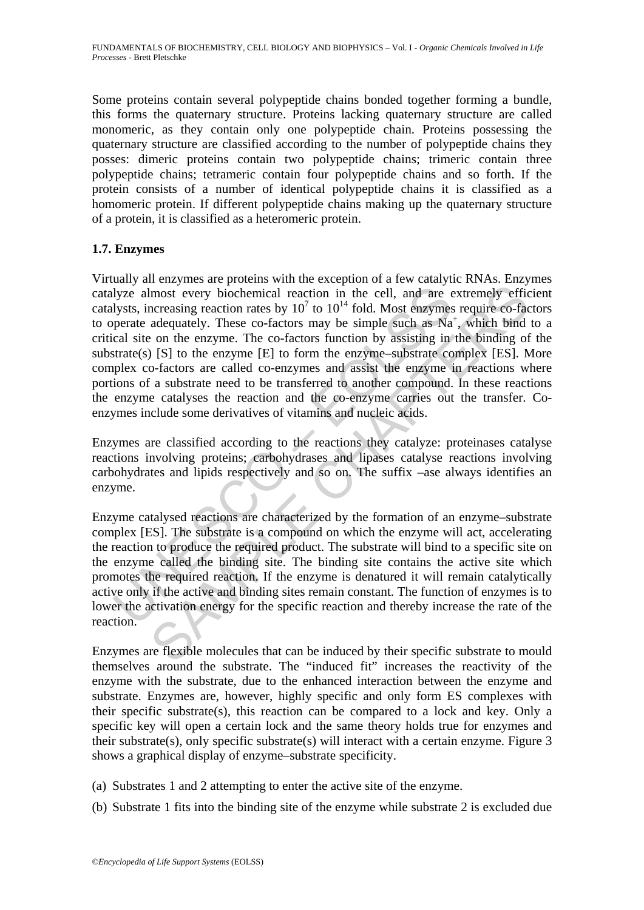Some proteins contain several polypeptide chains bonded together forming a bundle, this forms the quaternary structure. Proteins lacking quaternary structure are called monomeric, as they contain only one polypeptide chain. Proteins possessing the quaternary structure are classified according to the number of polypeptide chains they posses: dimeric proteins contain two polypeptide chains; trimeric contain three polypeptide chains; tetrameric contain four polypeptide chains and so forth. If the protein consists of a number of identical polypeptide chains it is classified as a homomeric protein. If different polypeptide chains making up the quaternary structure of a protein, it is classified as a heteromeric protein.

### 1.7. Enzymes

Virtually all enzymes are proteins with the exception of a few catalytic RNAs. Enzymes catalyze almost every biochemical reaction in the cell, and are extremely efficient catalysts, increasing reaction rates by $10^7$ to $10^{14}$ fold. Most enzymes require co-factors to operate adequately. These co-factors may be simple such as $Na^+$, which bind to a critical site on the enzyme. The co-factors function by assisting in the binding of the substrate(s) [S] to the enzyme [E] to form the enzyme–substrate complex [ES]. More complex co-factors are called co-enzymes and assist the enzyme in reactions where portions of a substrate need to be transferred to another compound. In these reactions the enzyme catalyses the reaction and the co-enzyme carries out the transfer. Co-enzymes include some derivatives of vitamins and nucleic acids.

Enzymes are classified according to the reactions they catalyze: proteinases catalyse reactions involving proteins; carbohydrases and lipases catalyse reactions involving carbohydrates and lipids respectively and so on. The suffix –ase always identifies an enzyme.

Enzyme catalysed reactions are characterized by the formation of an enzyme–substrate complex [ES]. The substrate is a compound on which the enzyme will act, accelerating the reaction to produce the required product. The substrate will bind to a specific site on the enzyme called the binding site. The binding site contains the active site which promotes the required reaction. If the enzyme is denatured it will remain catalytically active only if the active and binding sites remain constant. The function of enzymes is to lower the activation energy for the specific reaction and thereby increase the rate of the reaction.

Enzymes are flexible molecules that can be induced by their specific substrate to mould themselves around the substrate. The "induced fit" increases the reactivity of the enzyme with the substrate, due to the enhanced interaction between the enzyme and substrate. Enzymes are, however, highly specific and only form ES complexes with their specific substrate(s), this reaction can be compared to a lock and key. Only a specific key will open a certain lock and the same theory holds true for enzymes and their substrate(s), only specific substrate(s) will interact with a certain enzyme. Figure 3 shows a graphical display of enzyme–substrate specificity.

(a) Substrates 1 and 2 attempting to enter the active site of the enzyme.

(b) Substrate 1 fits into the binding site of the enzyme while substrate 2 is excluded due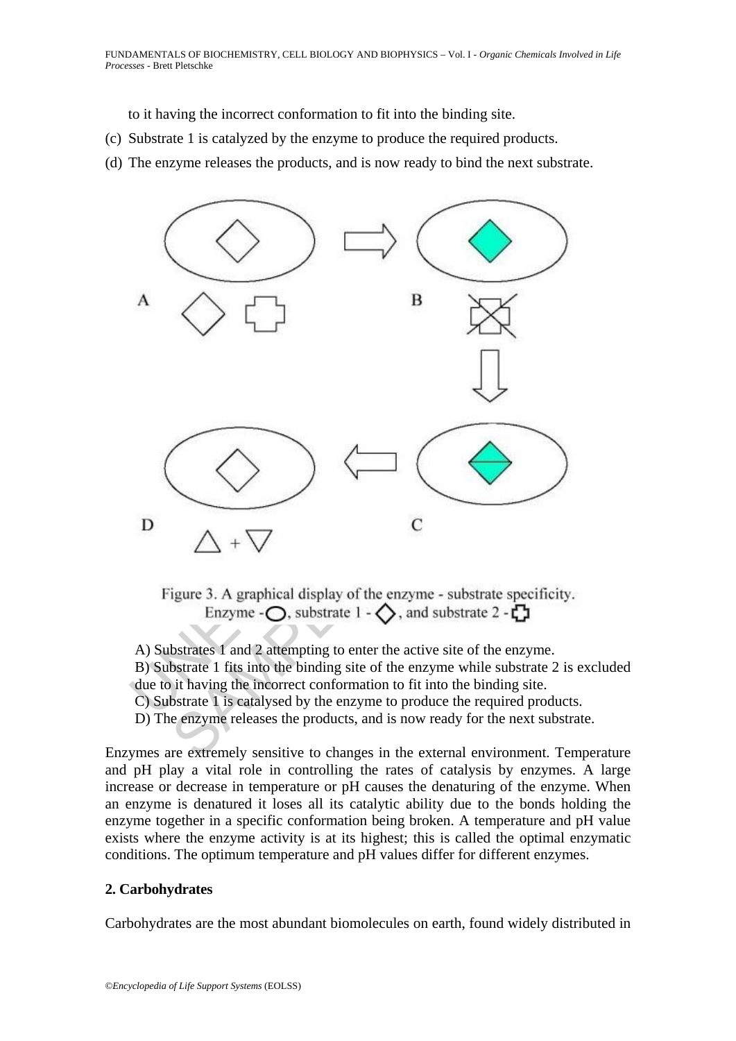to it having the incorrect conformation to fit into the binding site.

(c) Substrate 1 is catalyzed by the enzyme to produce the required products.

(d) The enzyme releases the products, and is now ready to bind the next substrate.

Figure 3. A graphical display of the enzyme - substrate specificity. Enzyme - ◯, substrate 1 - ◇, and substrate 2 - ✚

A) Substrates 1 and 2 attempting to enter the active site of the enzyme.
B) Substrate 1 fits into the binding site of the enzyme while substrate 2 is excluded due to it having the incorrect conformation to fit into the binding site.
C) Substrate 1 is catalysed by the enzyme to produce the required products.
D) The enzyme releases the products, and is now ready for the next substrate.

Enzymes are extremely sensitive to changes in the external environment. Temperature and pH play a vital role in controlling the rates of catalysis by enzymes. A large increase or decrease in temperature or pH causes the denaturing of the enzyme. When an enzyme is denatured it loses all its catalytic ability due to the bonds holding the enzyme together in a specific conformation being broken. A temperature and pH value exists where the enzyme activity is at its highest; this is called the optimal enzymatic conditions. The optimum temperature and pH values differ for different enzymes.

## 2. Carbohydrates

Carbohydrates are the most abundant biomolecules on earth, found widely distributed in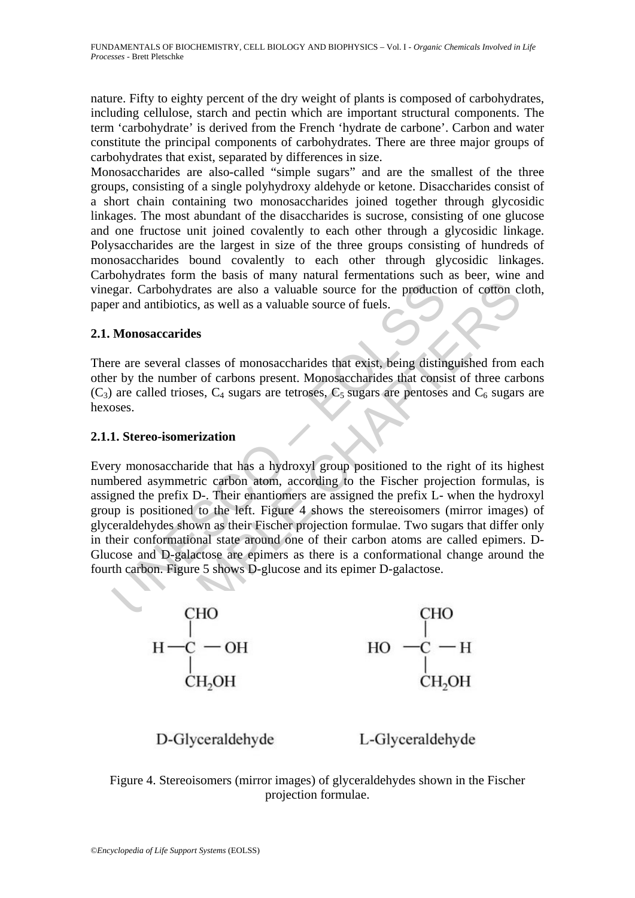nature. Fifty to eighty percent of the dry weight of plants is composed of carbohydrates, including cellulose, starch and pectin which are important structural components. The term 'carbohydrate' is derived from the French 'hydrate de carbone'. Carbon and water constitute the principal components of carbohydrates. There are three major groups of carbohydrates that exist, separated by differences in size.

Monosaccharides are also-called "simple sugars" and are the smallest of the three groups, consisting of a single polyhydroxy aldehyde or ketone. Disaccharides consist of a short chain containing two monosaccharides joined together through glycosidic linkages. The most abundant of the disaccharides is sucrose, consisting of one glucose and one fructose unit joined covalently to each other through a glycosidic linkage. Polysaccharides are the largest in size of the three groups consisting of hundreds of monosaccharides bound covalently to each other through glycosidic linkages. Carbohydrates form the basis of many natural fermentations such as beer, wine and vinegar. Carbohydrates are also a valuable source for the production of cotton cloth, paper and antibiotics, as well as a valuable source of fuels.

### 2.1. Monosaccarides

There are several classes of monosaccharides that exist, being distinguished from each other by the number of carbons present. Monosaccharides that consist of three carbons ($C_3$) are called trioses, $C_4$ sugars are tetroses, $C_5$ sugars are pentoses and $C_6$ sugars are hexoses.

#### 2.1.1. Stereo-isomerization

Every monosaccharide that has a hydroxyl group positioned to the right of its highest numbered asymmetric carbon atom, according to the Fischer projection formulas, is assigned the prefix D-. Their enantiomers are assigned the prefix L- when the hydroxyl group is positioned to the left. Figure 4 shows the stereoisomers (mirror images) of glyceraldehydes shown as their Fischer projection formulae. Two sugars that differ only in their conformational state around one of their carbon atoms are called epimers. D-Glucose and D-galactose are epimers as there is a conformational change around the fourth carbon. Figure 5 shows D-glucose and its epimer D-galactose.

```
      CHO                        CHO
       |                          |
  H —C — OH               HO  —C — H
       |                          |
      CH2OH                      CH2OH

 D-Glyceraldehyde           L-Glyceraldehyde
```

Figure 4. Stereoisomers (mirror images) of glyceraldehydes shown in the Fischer projection formulae.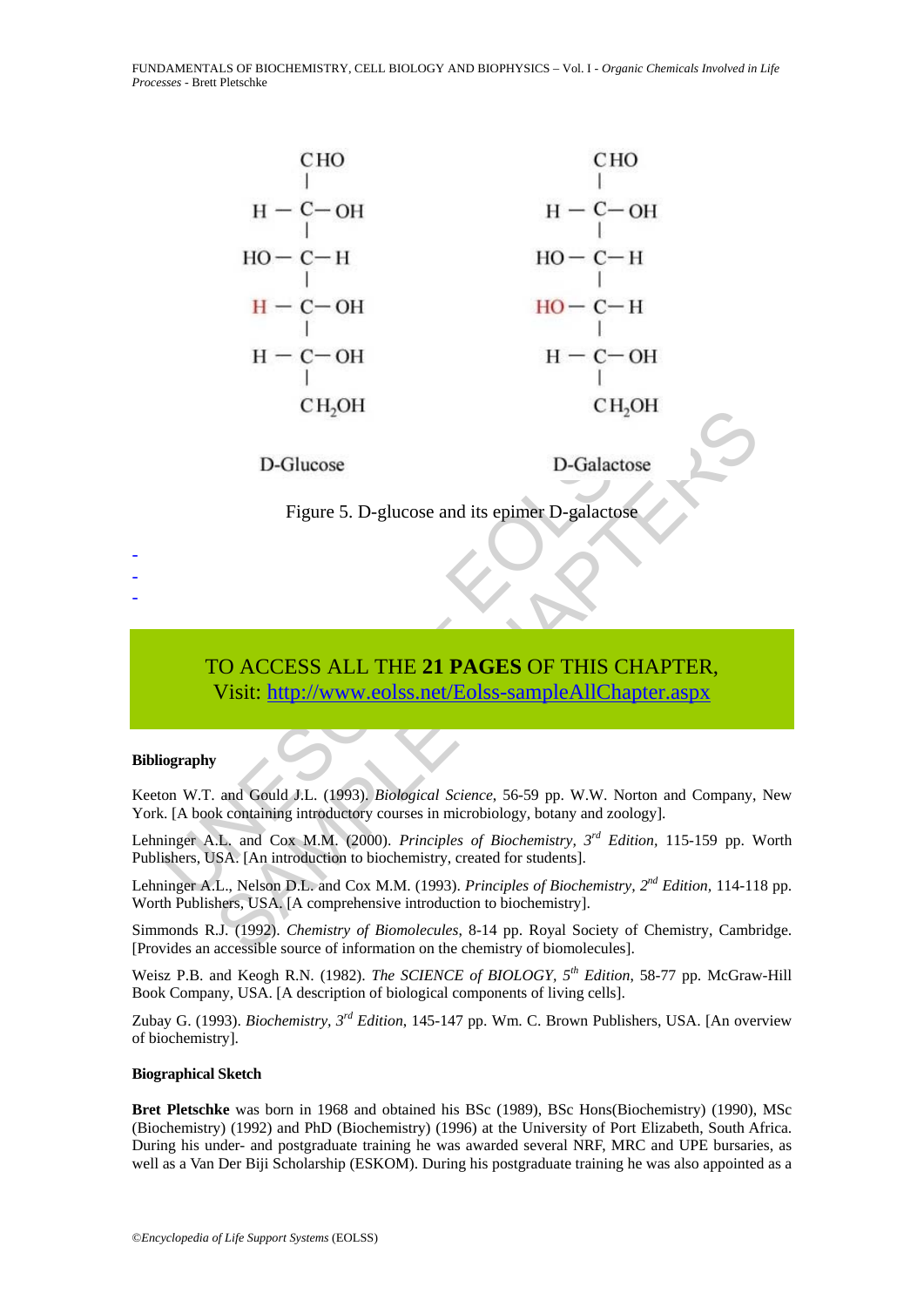```
           CHO                          CHO
           |                            |
       H - C - OH                   H - C - OH
           |                            |
      HO - C - H                   HO - C - H
           |                            |
       H - C - OH                  HO - C - H
           |                            |
       H - C - OH                   H - C - OH
           |                            |
          CH2OH                        CH2OH

       D-Glucose                    D-Galactose
```

Figure 5. D-glucose and its epimer D-galactose

-
-
-

TO ACCESS ALL THE **21 PAGES** OF THIS CHAPTER,
Visit: http://www.eolss.net/Eolss-sampleAllChapter.aspx

**Bibliography**

Keeton W.T. and Gould J.L. (1993). *Biological Science*, 56-59 pp. W.W. Norton and Company, New York. [A book containing introductory courses in microbiology, botany and zoology].

Lehninger A.L. and Cox M.M. (2000). *Principles of Biochemistry, 3rd Edition*, 115-159 pp. Worth Publishers, USA. [An introduction to biochemistry, created for students].

Lehninger A.L., Nelson D.L. and Cox M.M. (1993). *Principles of Biochemistry, 2nd Edition*, 114-118 pp. Worth Publishers, USA. [A comprehensive introduction to biochemistry].

Simmonds R.J. (1992). *Chemistry of Biomolecules*, 8-14 pp. Royal Society of Chemistry, Cambridge. [Provides an accessible source of information on the chemistry of biomolecules].

Weisz P.B. and Keogh R.N. (1982). *The SCIENCE of BIOLOGY, 5th Edition*, 58-77 pp. McGraw-Hill Book Company, USA. [A description of biological components of living cells].

Zubay G. (1993). *Biochemistry, 3rd Edition*, 145-147 pp. Wm. C. Brown Publishers, USA. [An overview of biochemistry].

**Biographical Sketch**

**Bret Pletschke** was born in 1968 and obtained his BSc (1989), BSc Hons(Biochemistry) (1990), MSc (Biochemistry) (1992) and PhD (Biochemistry) (1996) at the University of Port Elizabeth, South Africa. During his under- and postgraduate training he was awarded several NRF, MRC and UPE bursaries, as well as a Van Der Biji Scholarship (ESKOM). During his postgraduate training he was also appointed as a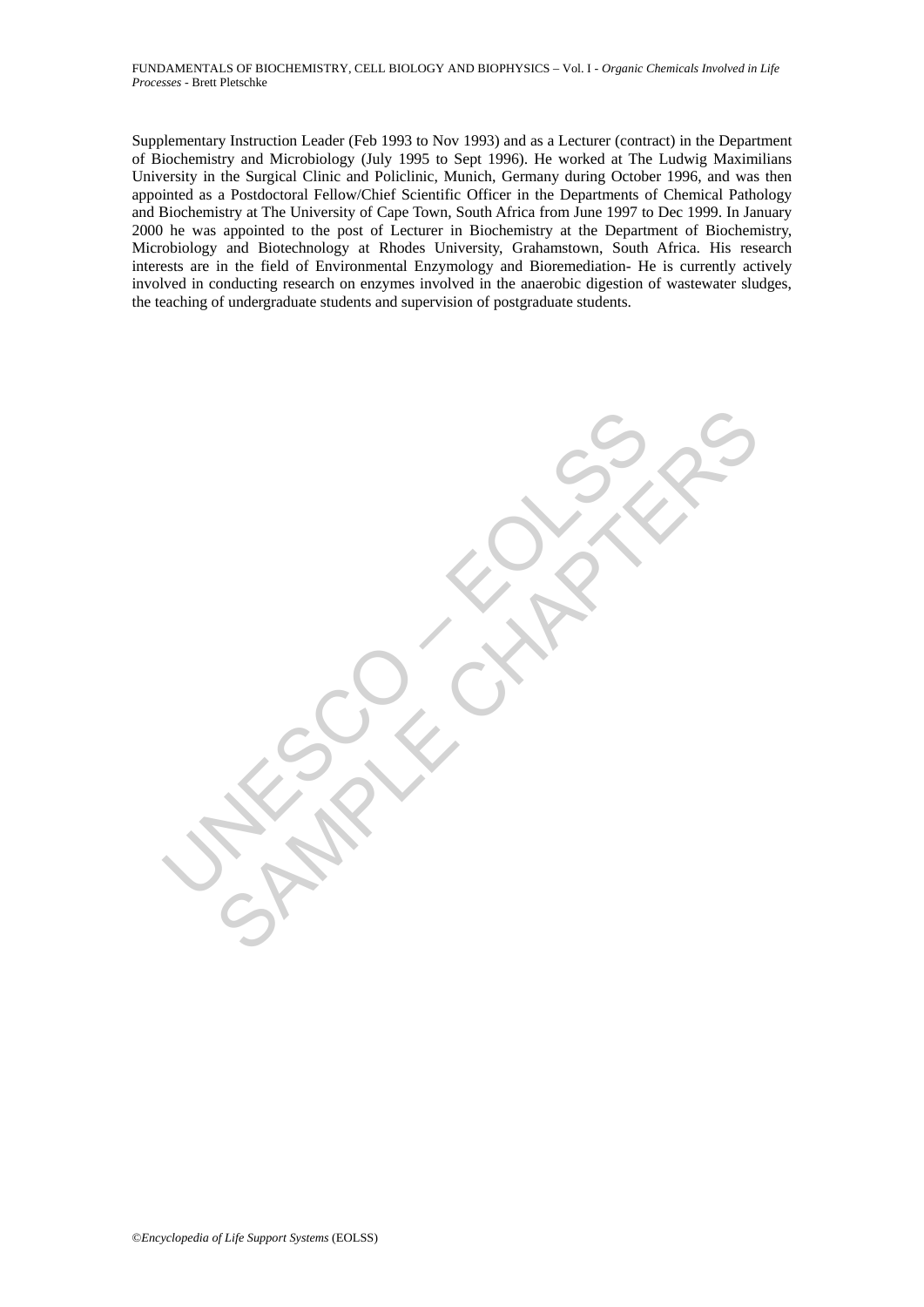Supplementary Instruction Leader (Feb 1993 to Nov 1993) and as a Lecturer (contract) in the Department of Biochemistry and Microbiology (July 1995 to Sept 1996). He worked at The Ludwig Maximilians University in the Surgical Clinic and Policlinic, Munich, Germany during October 1996, and was then appointed as a Postdoctoral Fellow/Chief Scientific Officer in the Departments of Chemical Pathology and Biochemistry at The University of Cape Town, South Africa from June 1997 to Dec 1999. In January 2000 he was appointed to the post of Lecturer in Biochemistry at the Department of Biochemistry, Microbiology and Biotechnology at Rhodes University, Grahamstown, South Africa. His research interests are in the field of Environmental Enzymology and Bioremediation- He is currently actively involved in conducting research on enzymes involved in the anaerobic digestion of wastewater sludges, the teaching of undergraduate students and supervision of postgraduate students.